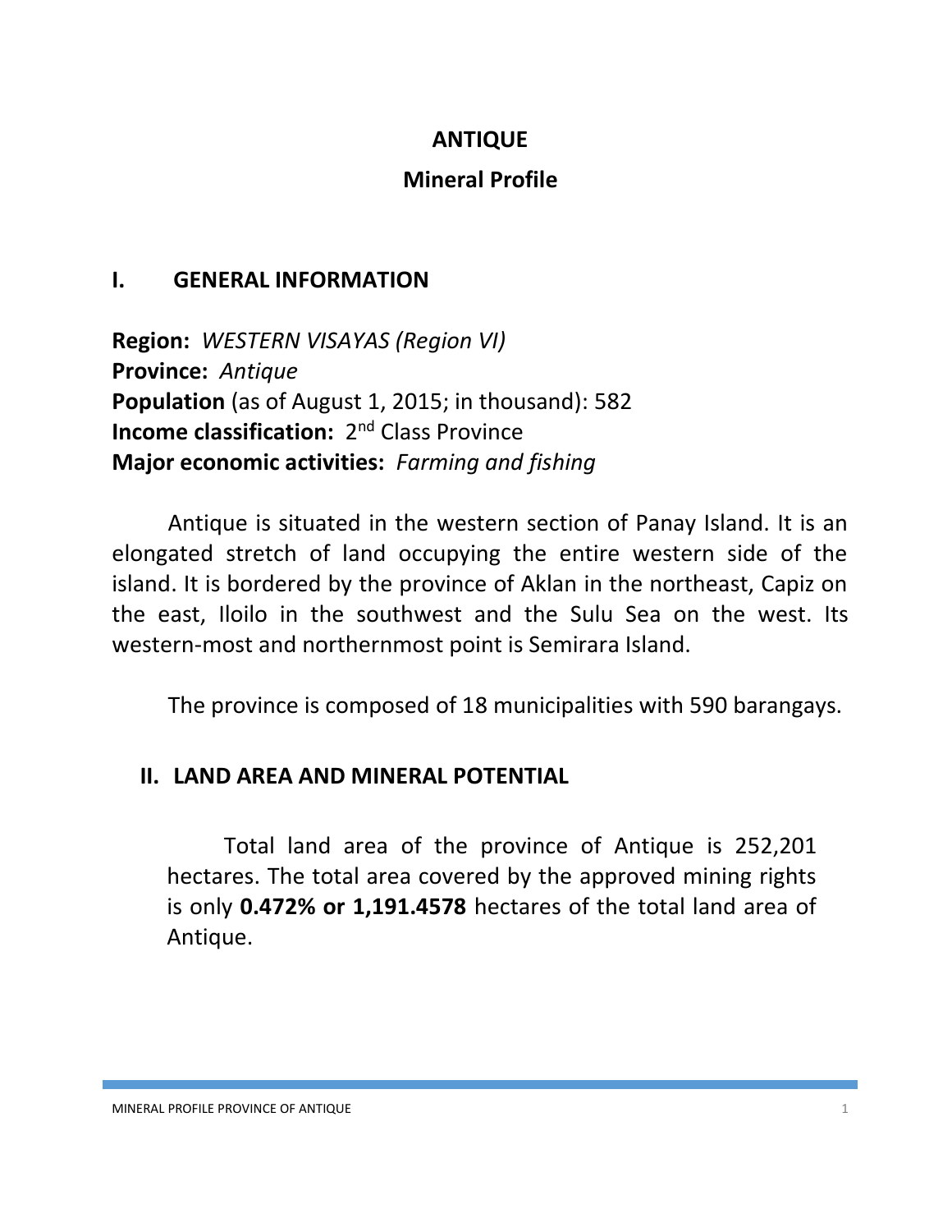# ANTIQUE

## Mineral Profile

## I. GENERAL INFORMATION

**Region:** *WESTERN VISAYAS (Region VI)*
**Province:** *Antique*
**Population** (as of August 1, 2015; in thousand): 582
**Income classification:** 2nd Class Province
**Major economic activities:** *Farming and fishing*

Antique is situated in the western section of Panay Island. It is an elongated stretch of land occupying the entire western side of the island. It is bordered by the province of Aklan in the northeast, Capiz on the east, Iloilo in the southwest and the Sulu Sea on the west. Its western-most and northernmost point is Semirara Island.

The province is composed of 18 municipalities with 590 barangays.

## II. LAND AREA AND MINERAL POTENTIAL

Total land area of the province of Antique is 252,201 hectares. The total area covered by the approved mining rights is only **0.472% or 1,191.4578** hectares of the total land area of Antique.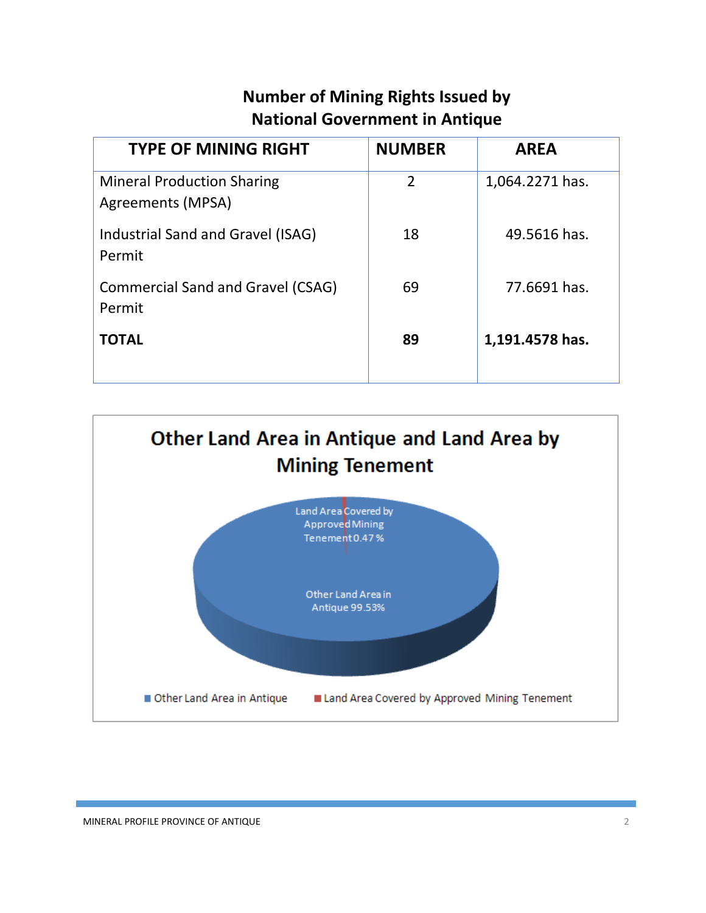## Number of Mining Rights Issued by National Government in Antique

| TYPE OF MINING RIGHT | NUMBER | AREA |
|---|---|---|
| Mineral Production Sharing Agreements (MPSA) | 2 | 1,064.2271 has. |
| Industrial Sand and Gravel (ISAG) Permit | 18 | 49.5616 has. |
| Commercial Sand and Gravel (CSAG) Permit | 69 | 77.6691 has. |
| **TOTAL** | **89** | **1,191.4578 has.** |

## Other Land Area in Antique and Land Area by Mining Tenement

Land Area Covered by Approved Mining Tenement 0.47 %

Other Land Area in Antique 99.53%

■ Other Land Area in Antique ■ Land Area Covered by Approved Mining Tenement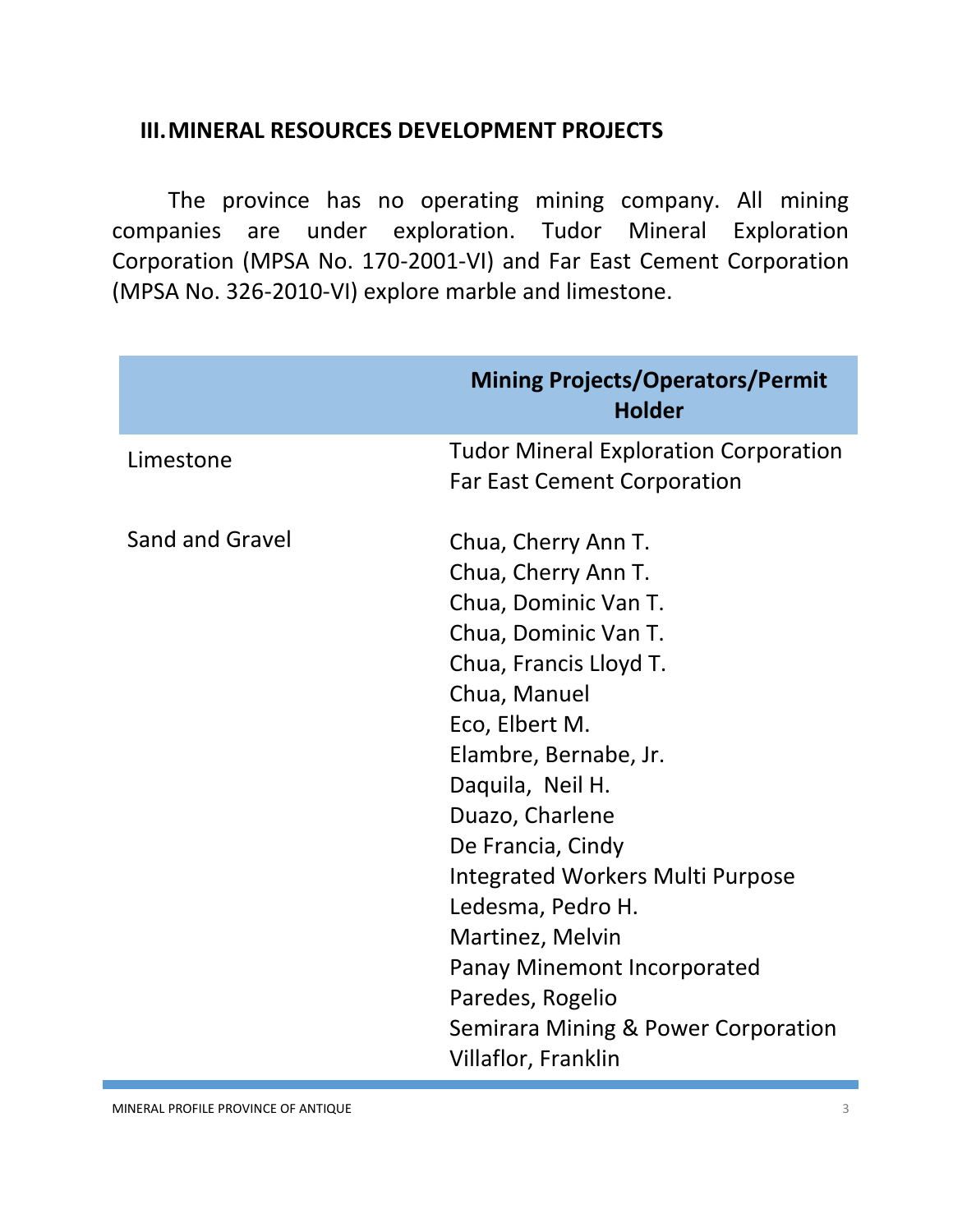## III. MINERAL RESOURCES DEVELOPMENT PROJECTS

The province has no operating mining company. All mining companies are under exploration. Tudor Mineral Exploration Corporation (MPSA No. 170-2001-VI) and Far East Cement Corporation (MPSA No. 326-2010-VI) explore marble and limestone.

| | Mining Projects/Operators/Permit Holder |
|---|---|
| Limestone | Tudor Mineral Exploration Corporation<br>Far East Cement Corporation |
| Sand and Gravel | Chua, Cherry Ann T.<br>Chua, Cherry Ann T.<br>Chua, Dominic Van T.<br>Chua, Dominic Van T.<br>Chua, Francis Lloyd T.<br>Chua, Manuel<br>Eco, Elbert M.<br>Elambre, Bernabe, Jr.<br>Daquila, Neil H.<br>Duazo, Charlene<br>De Francia, Cindy<br>Integrated Workers Multi Purpose<br>Ledesma, Pedro H.<br>Martinez, Melvin<br>Panay Minemont Incorporated<br>Paredes, Rogelio<br>Semirara Mining & Power Corporation<br>Villaflor, Franklin |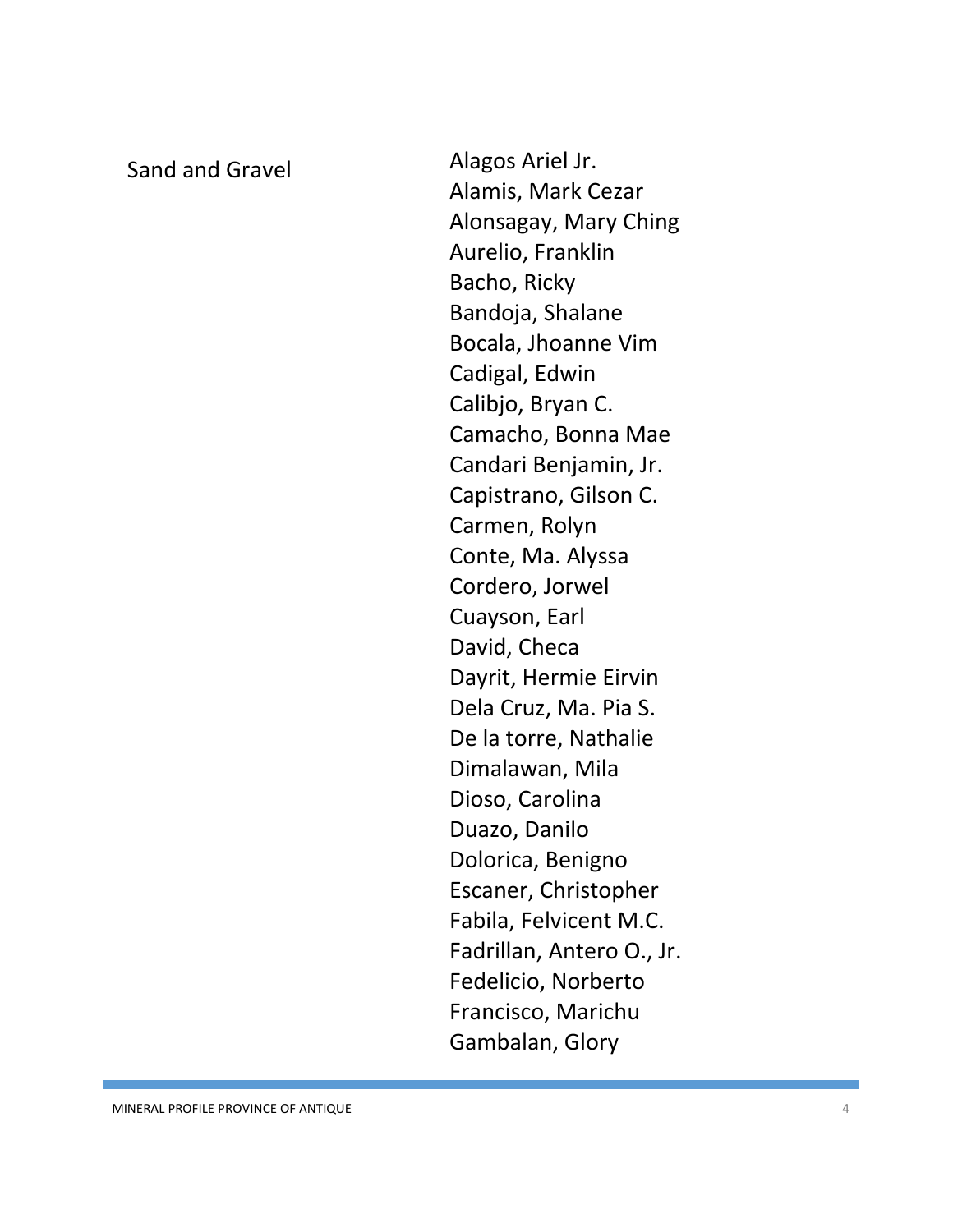| Sand and Gravel | Alagos Ariel Jr. |
| --- | --- |
| | Alamis, Mark Cezar |
| | Alonsagay, Mary Ching |
| | Aurelio, Franklin |
| | Bacho, Ricky |
| | Bandoja, Shalane |
| | Bocala, Jhoanne Vim |
| | Cadigal, Edwin |
| | Calibjo, Bryan C. |
| | Camacho, Bonna Mae |
| | Candari Benjamin, Jr. |
| | Capistrano, Gilson C. |
| | Carmen, Rolyn |
| | Conte, Ma. Alyssa |
| | Cordero, Jorwel |
| | Cuayson, Earl |
| | David, Checa |
| | Dayrit, Hermie Eirvin |
| | Dela Cruz, Ma. Pia S. |
| | De la torre, Nathalie |
| | Dimalawan, Mila |
| | Dioso, Carolina |
| | Duazo, Danilo |
| | Dolorica, Benigno |
| | Escaner, Christopher |
| | Fabila, Felvicent M.C. |
| | Fadrillan, Antero O., Jr. |
| | Fedelicio, Norberto |
| | Francisco, Marichu |
| | Gambalan, Glory |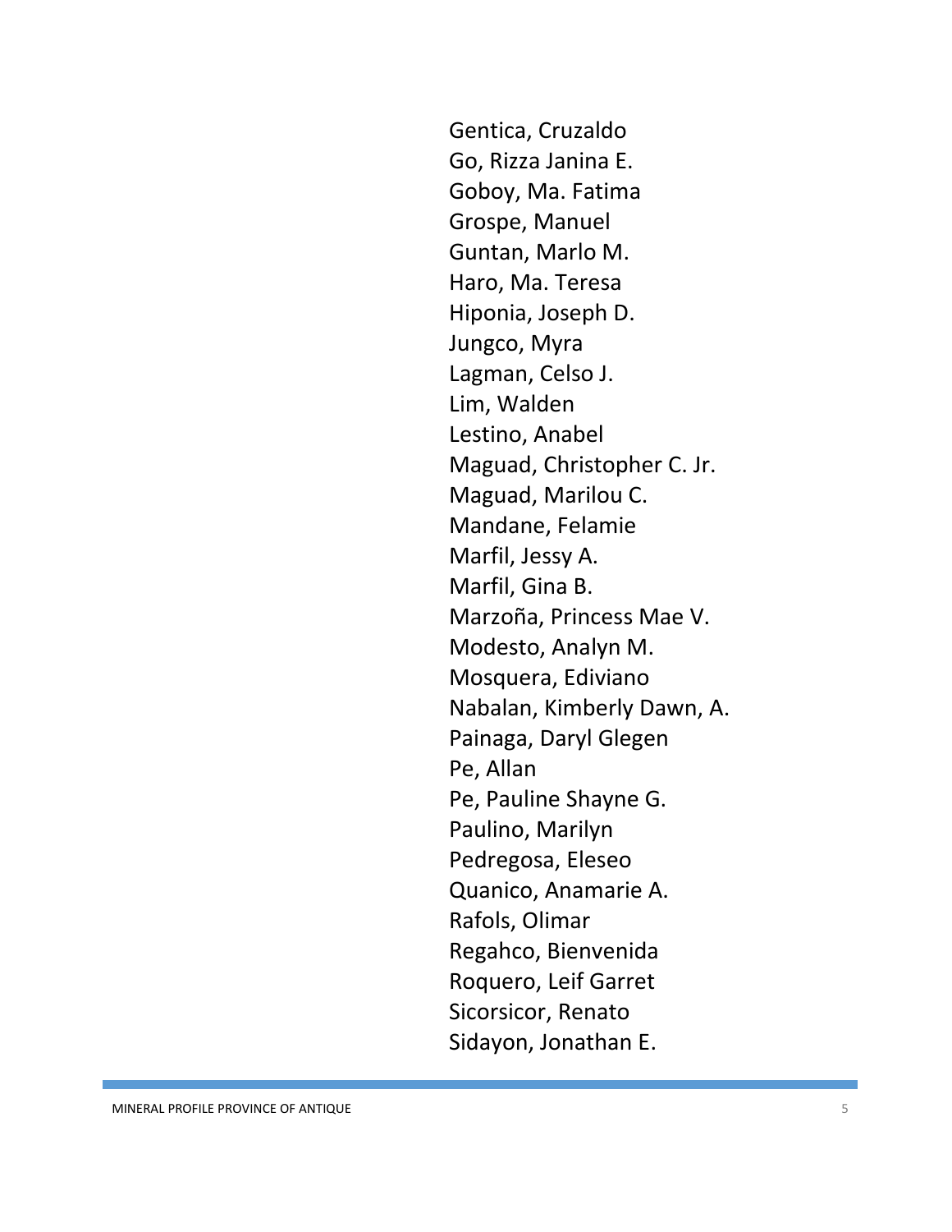Gentica, Cruzaldo
Go, Rizza Janina E.
Goboy, Ma. Fatima
Grospe, Manuel
Guntan, Marlo M.
Haro, Ma. Teresa
Hiponia, Joseph D.
Jungco, Myra
Lagman, Celso J.
Lim, Walden
Lestino, Anabel
Maguad, Christopher C. Jr.
Maguad, Marilou C.
Mandane, Felamie
Marfil, Jessy A.
Marfil, Gina B.
Marzoña, Princess Mae V.
Modesto, Analyn M.
Mosquera, Ediviano
Nabalan, Kimberly Dawn, A.
Painaga, Daryl Glegen
Pe, Allan
Pe, Pauline Shayne G.
Paulino, Marilyn
Pedregosa, Eleseo
Quanico, Anamarie A.
Rafols, Olimar
Regahco, Bienvenida
Roquero, Leif Garret
Sicorsicor, Renato
Sidayon, Jonathan E.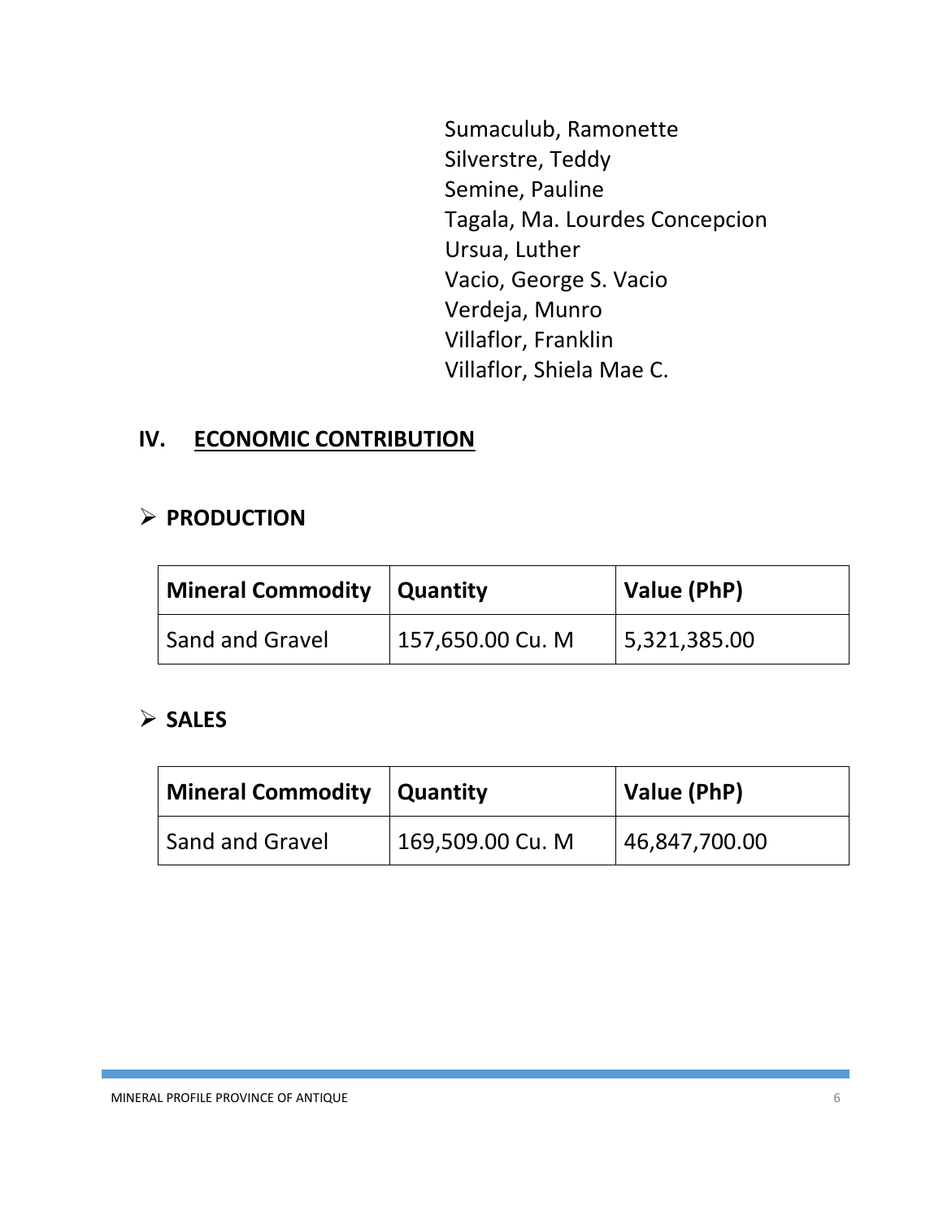Sumaculub, Ramonette
Silverstre, Teddy
Semine, Pauline
Tagala, Ma. Lourdes Concepcion
Ursua, Luther
Vacio, George S. Vacio
Verdeja, Munro
Villaflor, Franklin
Villaflor, Shiela Mae C.

## IV. ECONOMIC CONTRIBUTION

### ➢ PRODUCTION

| Mineral Commodity | Quantity | Value (PhP) |
|---|---|---|
| Sand and Gravel | 157,650.00 Cu. M | 5,321,385.00 |

### ➢ SALES

| Mineral Commodity | Quantity | Value (PhP) |
|---|---|---|
| Sand and Gravel | 169,509.00 Cu. M | 46,847,700.00 |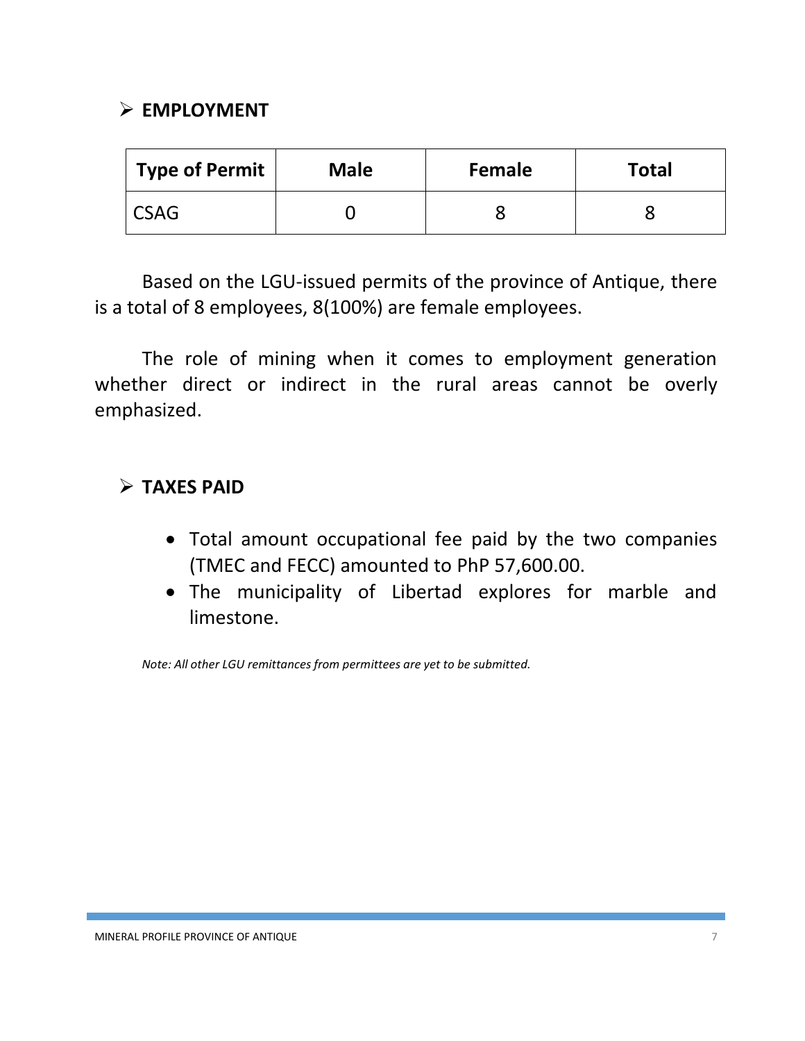## ➢ EMPLOYMENT

| Type of Permit | Male | Female | Total |
|---|---|---|---|
| CSAG | 0 | 8 | 8 |

Based on the LGU-issued permits of the province of Antique, there is a total of 8 employees, 8(100%) are female employees.

The role of mining when it comes to employment generation whether direct or indirect in the rural areas cannot be overly emphasized.

## ➢ TAXES PAID

- Total amount occupational fee paid by the two companies (TMEC and FECC) amounted to PhP 57,600.00.
- The municipality of Libertad explores for marble and limestone.

*Note: All other LGU remittances from permittees are yet to be submitted.*